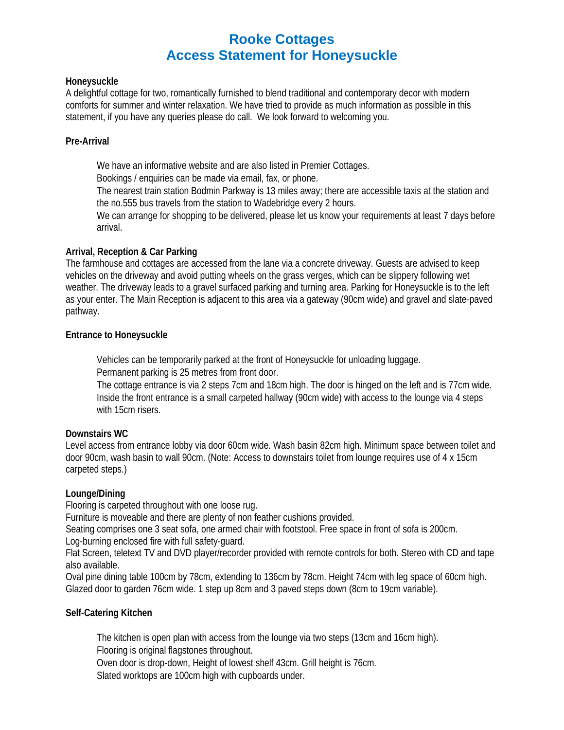# Rooke Cottages
# Access Statement for Honeysuckle

**Honeysuckle**

A delightful cottage for two, romantically furnished to blend traditional and contemporary decor with modern comforts for summer and winter relaxation. We have tried to provide as much information as possible in this statement, if you have any queries please do call. We look forward to welcoming you.

**Pre-Arrival**

We have an informative website and are also listed in Premier Cottages.

Bookings / enquiries can be made via email, fax, or phone.

The nearest train station Bodmin Parkway is 13 miles away; there are accessible taxis at the station and the no.555 bus travels from the station to Wadebridge every 2 hours.

We can arrange for shopping to be delivered, please let us know your requirements at least 7 days before arrival.

**Arrival, Reception & Car Parking**

The farmhouse and cottages are accessed from the lane via a concrete driveway. Guests are advised to keep vehicles on the driveway and avoid putting wheels on the grass verges, which can be slippery following wet weather. The driveway leads to a gravel surfaced parking and turning area. Parking for Honeysuckle is to the left as your enter. The Main Reception is adjacent to this area via a gateway (90cm wide) and gravel and slate-paved pathway.

**Entrance to Honeysuckle**

Vehicles can be temporarily parked at the front of Honeysuckle for unloading luggage.

Permanent parking is 25 metres from front door.

The cottage entrance is via 2 steps 7cm and 18cm high. The door is hinged on the left and is 77cm wide.

Inside the front entrance is a small carpeted hallway (90cm wide) with access to the lounge via 4 steps with 15cm risers.

**Downstairs WC**

Level access from entrance lobby via door 60cm wide. Wash basin 82cm high. Minimum space between toilet and door 90cm, wash basin to wall 90cm. (Note: Access to downstairs toilet from lounge requires use of 4 x 15cm carpeted steps.)

**Lounge/Dining**

Flooring is carpeted throughout with one loose rug.

Furniture is moveable and there are plenty of non feather cushions provided.

Seating comprises one 3 seat sofa, one armed chair with footstool. Free space in front of sofa is 200cm.

Log-burning enclosed fire with full safety-guard.

Flat Screen, teletext TV and DVD player/recorder provided with remote controls for both. Stereo with CD and tape also available.

Oval pine dining table 100cm by 78cm, extending to 136cm by 78cm. Height 74cm with leg space of 60cm high.

Glazed door to garden 76cm wide. 1 step up 8cm and 3 paved steps down (8cm to 19cm variable).

**Self-Catering Kitchen**

The kitchen is open plan with access from the lounge via two steps (13cm and 16cm high).

Flooring is original flagstones throughout.

Oven door is drop-down, Height of lowest shelf 43cm. Grill height is 76cm.

Slated worktops are 100cm high with cupboards under.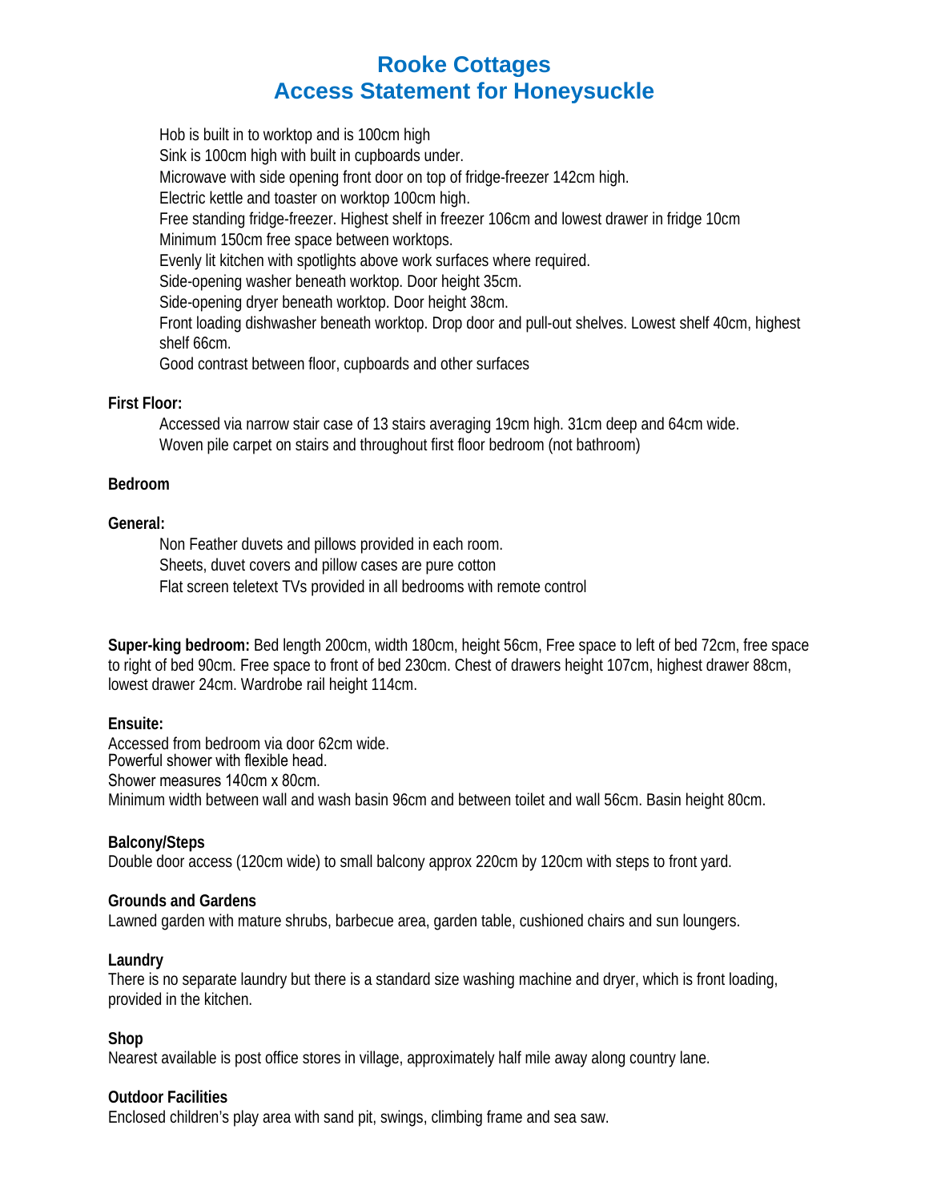# Rooke Cottages
# Access Statement for Honeysuckle

Hob is built in to worktop and is 100cm high
Sink is 100cm high with built in cupboards under.
Microwave with side opening front door on top of fridge-freezer 142cm high.
Electric kettle and toaster on worktop 100cm high.
Free standing fridge-freezer. Highest shelf in freezer 106cm and lowest drawer in fridge 10cm
Minimum 150cm free space between worktops.
Evenly lit kitchen with spotlights above work surfaces where required.
Side-opening washer beneath worktop. Door height 35cm.
Side-opening dryer beneath worktop. Door height 38cm.
Front loading dishwasher beneath worktop. Drop door and pull-out shelves. Lowest shelf 40cm, highest shelf 66cm.
Good contrast between floor, cupboards and other surfaces

**First Floor:**

Accessed via narrow stair case of 13 stairs averaging 19cm high. 31cm deep and 64cm wide.
Woven pile carpet on stairs and throughout first floor bedroom (not bathroom)

**Bedroom**

**General:**

Non Feather duvets and pillows provided in each room.
Sheets, duvet covers and pillow cases are pure cotton
Flat screen teletext TVs provided in all bedrooms with remote control

**Super-king bedroom:** Bed length 200cm, width 180cm, height 56cm, Free space to left of bed 72cm, free space to right of bed 90cm. Free space to front of bed 230cm. Chest of drawers height 107cm, highest drawer 88cm, lowest drawer 24cm. Wardrobe rail height 114cm.

**Ensuite:**
Accessed from bedroom via door 62cm wide.
Powerful shower with flexible head.
Shower measures 140cm x 80cm.
Minimum width between wall and wash basin 96cm and between toilet and wall 56cm. Basin height 80cm.

**Balcony/Steps**
Double door access (120cm wide) to small balcony approx 220cm by 120cm with steps to front yard.

**Grounds and Gardens**
Lawned garden with mature shrubs, barbecue area, garden table, cushioned chairs and sun loungers.

**Laundry**
There is no separate laundry but there is a standard size washing machine and dryer, which is front loading, provided in the kitchen.

**Shop**
Nearest available is post office stores in village, approximately half mile away along country lane.

**Outdoor Facilities**
Enclosed children's play area with sand pit, swings, climbing frame and sea saw.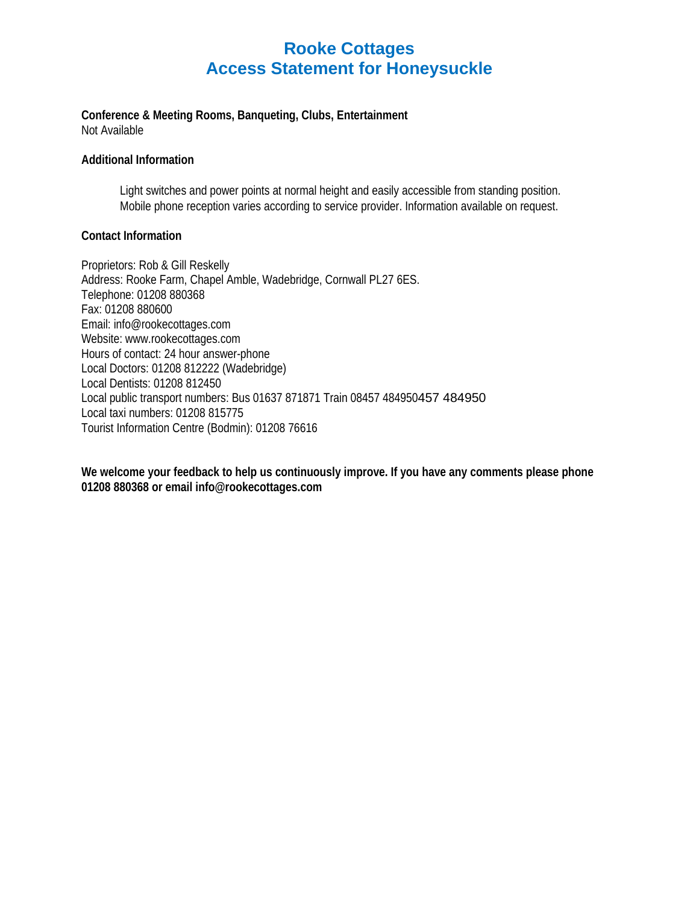# Rooke Cottages
# Access Statement for Honeysuckle

**Conference & Meeting Rooms, Banqueting, Clubs, Entertainment**
Not Available

**Additional Information**

Light switches and power points at normal height and easily accessible from standing position.
Mobile phone reception varies according to service provider. Information available on request.

**Contact Information**

Proprietors: Rob & Gill Reskelly
Address: Rooke Farm, Chapel Amble, Wadebridge, Cornwall PL27 6ES.
Telephone: 01208 880368
Fax: 01208 880600
Email: info@rookecottages.com
Website: www.rookecottages.com
Hours of contact: 24 hour answer-phone
Local Doctors: 01208 812222 (Wadebridge)
Local Dentists: 01208 812450
Local public transport numbers: Bus 01637 871871 Train 08457 484950457 484950
Local taxi numbers: 01208 815775
Tourist Information Centre (Bodmin): 01208 76616

**We welcome your feedback to help us continuously improve. If you have any comments please phone 01208 880368 or email info@rookecottages.com**